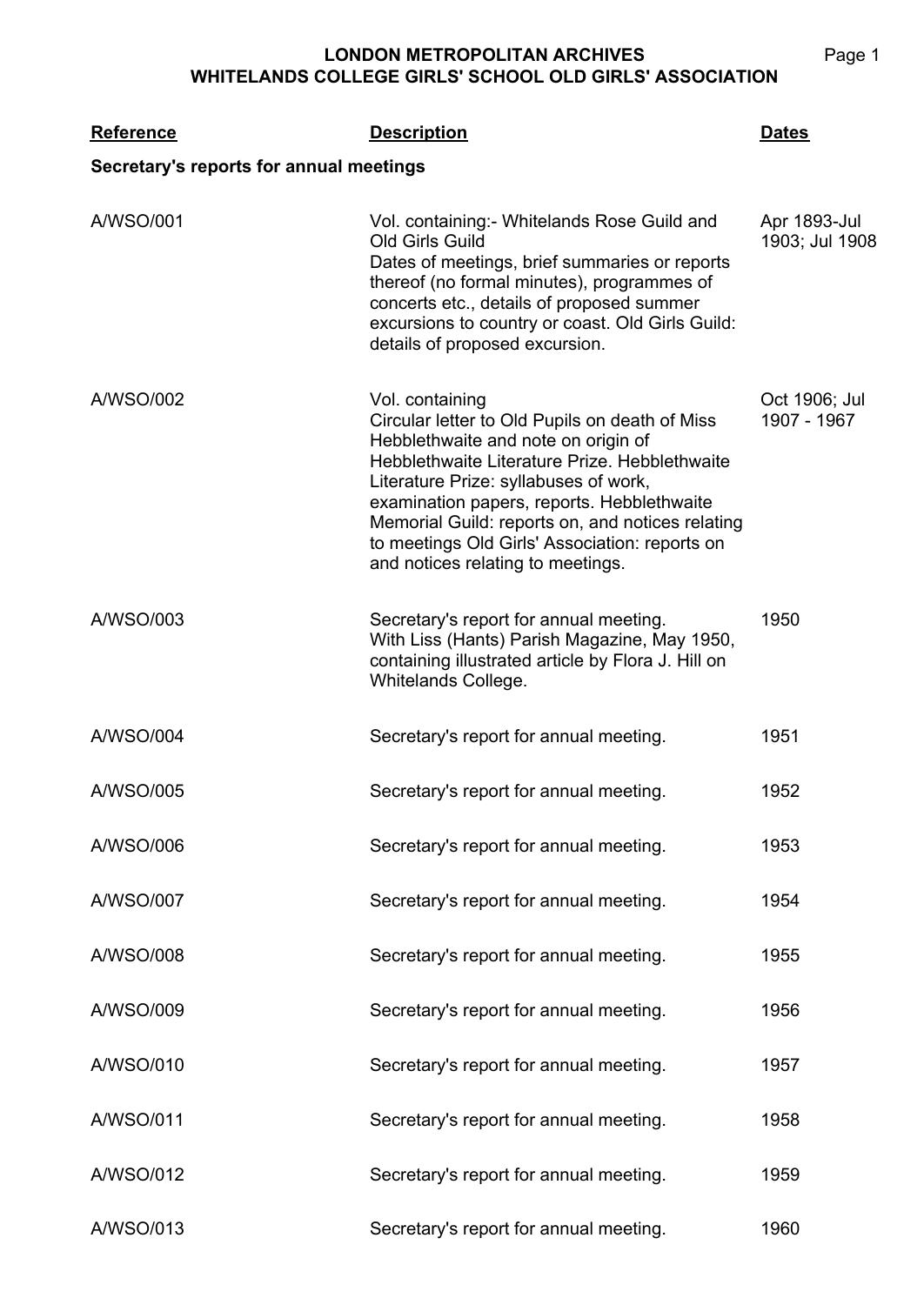# LONDON METROPOLITAN ARCHIVES
## WHITELANDS COLLEGE GIRLS' SCHOOL OLD GIRLS' ASSOCIATION

| Reference | Description | Dates |
|---|---|---|
| **Secretary's reports for annual meetings** | | |
| A/WSO/001 | Vol. containing:- Whitelands Rose Guild and Old Girls Guild<br>Dates of meetings, brief summaries or reports thereof (no formal minutes), programmes of concerts etc., details of proposed summer excursions to country or coast. Old Girls Guild: details of proposed excursion. | Apr 1893-Jul 1903; Jul 1908 |
| A/WSO/002 | Vol. containing<br>Circular letter to Old Pupils on death of Miss Hebblethwaite and note on origin of Hebblethwaite Literature Prize. Hebblethwaite Literature Prize: syllabuses of work, examination papers, reports. Hebblethwaite Memorial Guild: reports on, and notices relating to meetings Old Girls' Association: reports on and notices relating to meetings. | Oct 1906; Jul 1907 - 1967 |
| A/WSO/003 | Secretary's report for annual meeting.<br>With Liss (Hants) Parish Magazine, May 1950, containing illustrated article by Flora J. Hill on Whitelands College. | 1950 |
| A/WSO/004 | Secretary's report for annual meeting. | 1951 |
| A/WSO/005 | Secretary's report for annual meeting. | 1952 |
| A/WSO/006 | Secretary's report for annual meeting. | 1953 |
| A/WSO/007 | Secretary's report for annual meeting. | 1954 |
| A/WSO/008 | Secretary's report for annual meeting. | 1955 |
| A/WSO/009 | Secretary's report for annual meeting. | 1956 |
| A/WSO/010 | Secretary's report for annual meeting. | 1957 |
| A/WSO/011 | Secretary's report for annual meeting. | 1958 |
| A/WSO/012 | Secretary's report for annual meeting. | 1959 |
| A/WSO/013 | Secretary's report for annual meeting. | 1960 |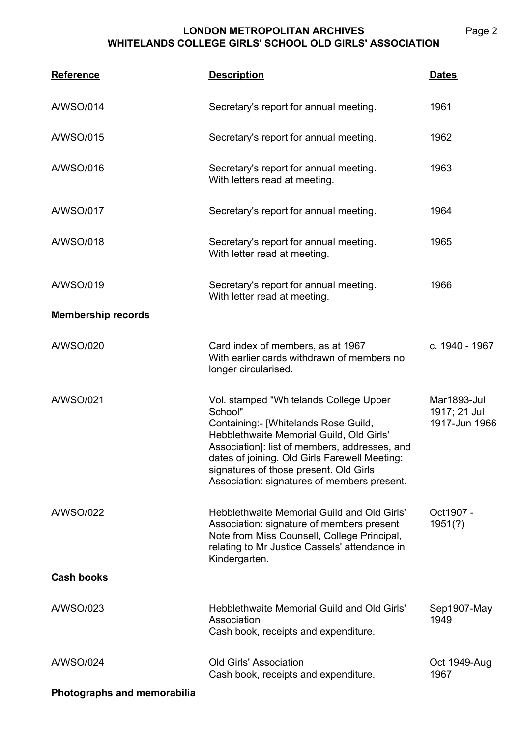| Reference | Description | Dates |
|---|---|---|
| A/WSO/014 | Secretary's report for annual meeting. | 1961 |
| A/WSO/015 | Secretary's report for annual meeting. | 1962 |
| A/WSO/016 | Secretary's report for annual meeting. With letters read at meeting. | 1963 |
| A/WSO/017 | Secretary's report for annual meeting. | 1964 |
| A/WSO/018 | Secretary's report for annual meeting. With letter read at meeting. | 1965 |
| A/WSO/019 | Secretary's report for annual meeting. With letter read at meeting. | 1966 |
| **Membership records** | | |
| A/WSO/020 | Card index of members, as at 1967 With earlier cards withdrawn of members no longer circularised. | c. 1940 - 1967 |
| A/WSO/021 | Vol. stamped "Whitelands College Upper School" Containing:- [Whitelands Rose Guild, Hebblethwaite Memorial Guild, Old Girls' Association]: list of members, addresses, and dates of joining. Old Girls Farewell Meeting: signatures of those present. Old Girls Association: signatures of members present. | Mar1893-Jul 1917; 21 Jul 1917-Jun 1966 |
| A/WSO/022 | Hebblethwaite Memorial Guild and Old Girls' Association: signature of members present Note from Miss Counsell, College Principal, relating to Mr Justice Cassels' attendance in Kindergarten. | Oct1907 - 1951(?) |
| **Cash books** | | |
| A/WSO/023 | Hebblethwaite Memorial Guild and Old Girls' Association Cash book, receipts and expenditure. | Sep1907-May 1949 |
| A/WSO/024 | Old Girls' Association Cash book, receipts and expenditure. | Oct 1949-Aug 1967 |
| **Photographs and memorabilia** | | |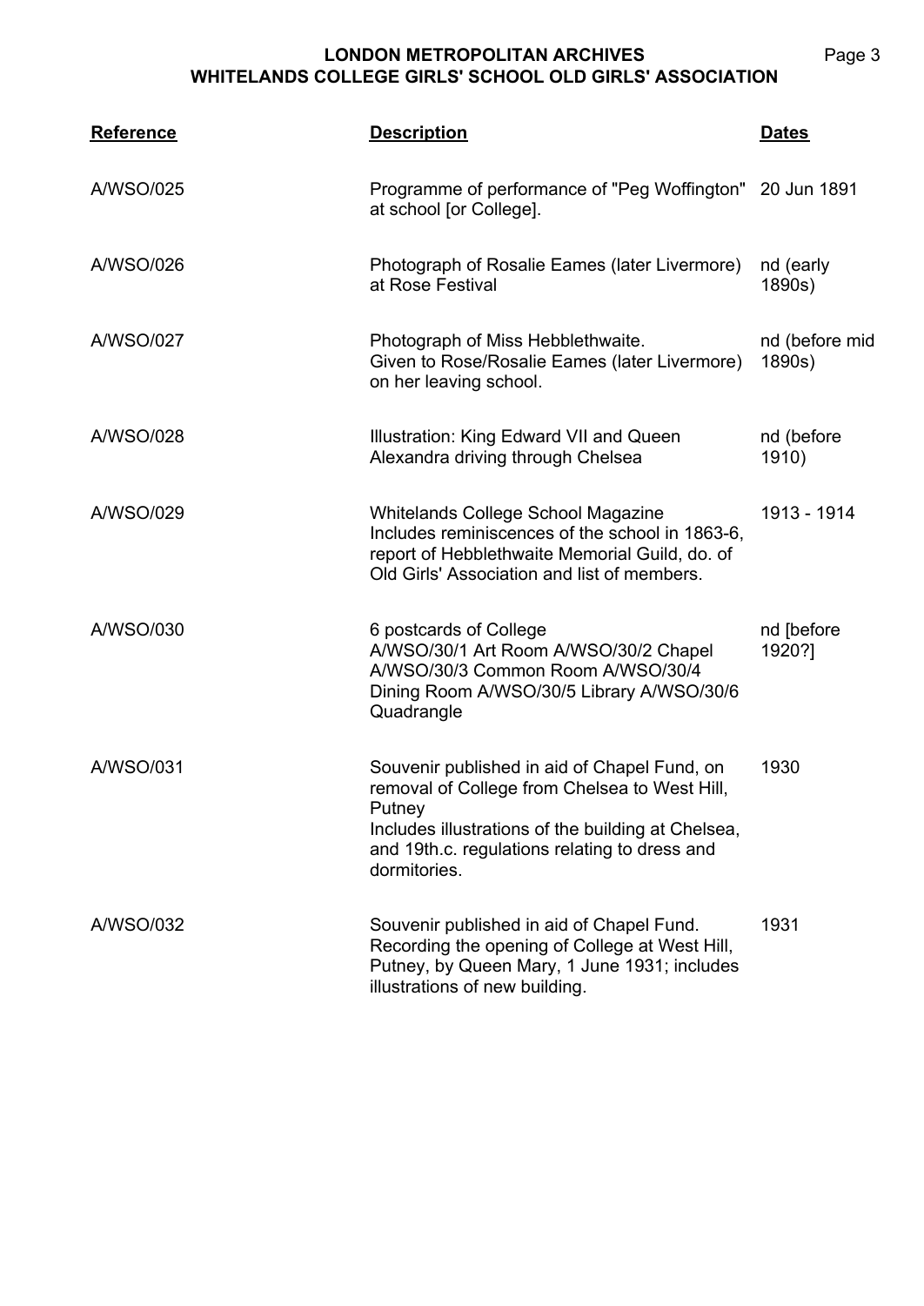| Reference | Description | Dates |
|---|---|---|
| A/WSO/025 | Programme of performance of "Peg Woffington" at school [or College]. | 20 Jun 1891 |
| A/WSO/026 | Photograph of Rosalie Eames (later Livermore) at Rose Festival | nd (early 1890s) |
| A/WSO/027 | Photograph of Miss Hebblethwaite. Given to Rose/Rosalie Eames (later Livermore) on her leaving school. | nd (before mid 1890s) |
| A/WSO/028 | Illustration: King Edward VII and Queen Alexandra driving through Chelsea | nd (before 1910) |
| A/WSO/029 | Whitelands College School Magazine Includes reminiscences of the school in 1863-6, report of Hebblethwaite Memorial Guild, do. of Old Girls' Association and list of members. | 1913 - 1914 |
| A/WSO/030 | 6 postcards of College A/WSO/30/1 Art Room A/WSO/30/2 Chapel A/WSO/30/3 Common Room A/WSO/30/4 Dining Room A/WSO/30/5 Library A/WSO/30/6 Quadrangle | nd [before 1920?] |
| A/WSO/031 | Souvenir published in aid of Chapel Fund, on removal of College from Chelsea to West Hill, Putney Includes illustrations of the building at Chelsea, and 19th.c. regulations relating to dress and dormitories. | 1930 |
| A/WSO/032 | Souvenir published in aid of Chapel Fund. Recording the opening of College at West Hill, Putney, by Queen Mary, 1 June 1931; includes illustrations of new building. | 1931 |